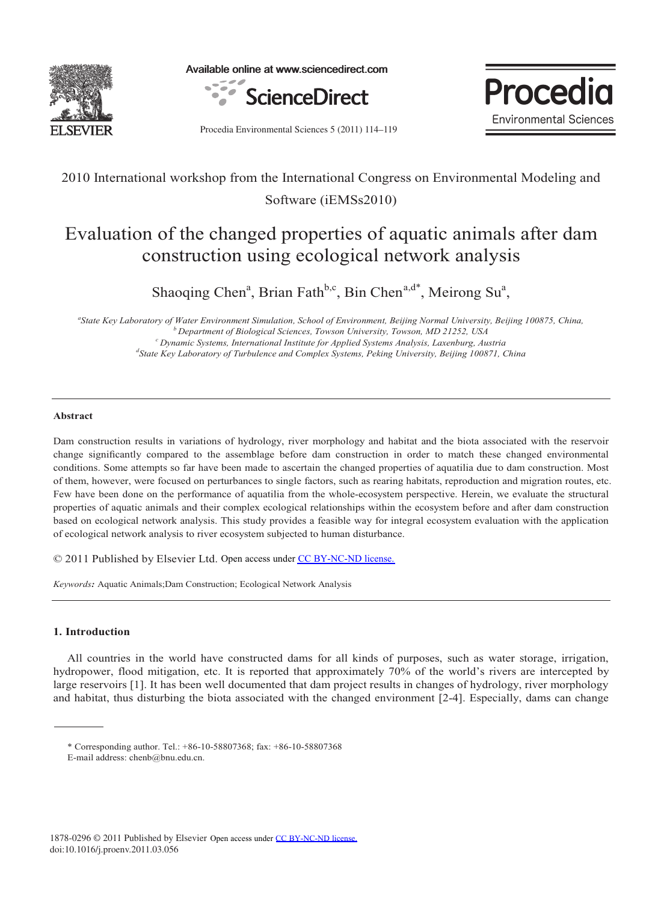2010 International workshop from the International Congress on Environmental Modeling and Software (iEMSs2010)

# Evaluation of the changed properties of aquatic animals after dam construction using ecological network analysis

Shaoqing Chen[a], Brian Fath[b,c], Bin Chen[a,d*], Meirong Su[a],

[a]State Key Laboratory of Water Environment Simulation, School of Environment, Beijing Normal University, Beijing 100875, China,
[b]Department of Biological Sciences, Towson University, Towson, MD 21252, USA
[c]Dynamic Systems, International Institute for Applied Systems Analysis, Laxenburg, Austria
[d]State Key Laboratory of Turbulence and Complex Systems, Peking University, Beijing 100871, China

---

**Abstract**

Dam construction results in variations of hydrology, river morphology and habitat and the biota associated with the reservoir change significantly compared to the assemblage before dam construction in order to match these changed environmental conditions. Some attempts so far have been made to ascertain the changed properties of aquatilia due to dam construction. Most of them, however, were focused on perturbances to single factors, such as rearing habitats, reproduction and migration routes, etc. Few have been done on the performance of aquatilia from the whole-ecosystem perspective. Herein, we evaluate the structural properties of aquatic animals and their complex ecological relationships within the ecosystem before and after dam construction based on ecological network analysis. This study provides a feasible way for integral ecosystem evaluation with the application of ecological network analysis to river ecosystem subjected to human disturbance.

© 2011 Published by Elsevier Ltd. Open access under CC BY-NC-ND license.

*Keywords:* Aquatic Animals;Dam Construction; Ecological Network Analysis

---

## 1. Introduction

All countries in the world have constructed dams for all kinds of purposes, such as water storage, irrigation, hydropower, flood mitigation, etc. It is reported that approximately 70% of the world's rivers are intercepted by large reservoirs [1]. It has been well documented that dam project results in changes of hydrology, river morphology and habitat, thus disturbing the biota associated with the changed environment [2-4]. Especially, dams can change

---

\* Corresponding author. Tel.: +86-10-58807368; fax: +86-10-58807368
E-mail address: chenb@bnu.edu.cn.

1878-0296 © 2011 Published by Elsevier Open access under CC BY-NC-ND license.
doi:10.1016/j.proenv.2011.03.056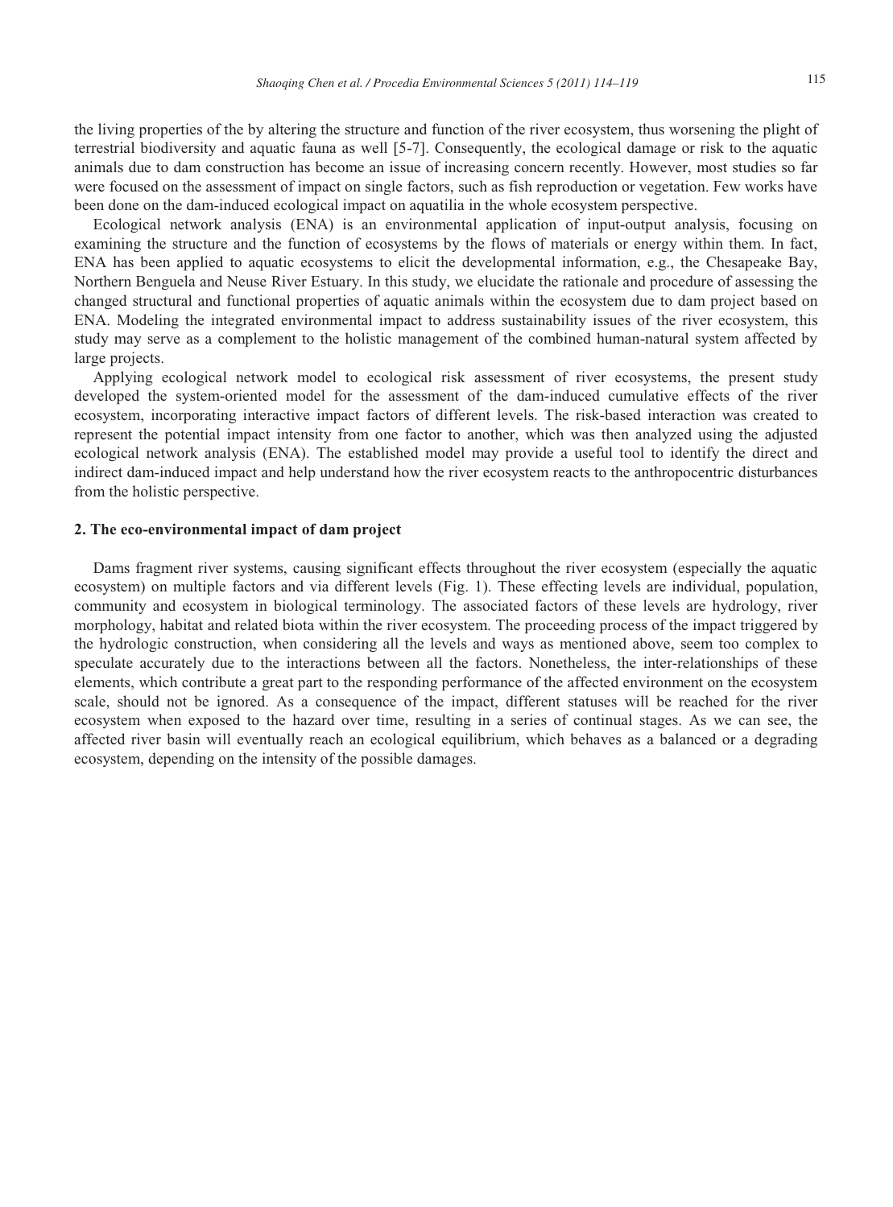the living properties of the by altering the structure and function of the river ecosystem, thus worsening the plight of terrestrial biodiversity and aquatic fauna as well [5-7]. Consequently, the ecological damage or risk to the aquatic animals due to dam construction has become an issue of increasing concern recently. However, most studies so far were focused on the assessment of impact on single factors, such as fish reproduction or vegetation. Few works have been done on the dam-induced ecological impact on aquatilia in the whole ecosystem perspective.

Ecological network analysis (ENA) is an environmental application of input-output analysis, focusing on examining the structure and the function of ecosystems by the flows of materials or energy within them. In fact, ENA has been applied to aquatic ecosystems to elicit the developmental information, e.g., the Chesapeake Bay, Northern Benguela and Neuse River Estuary. In this study, we elucidate the rationale and procedure of assessing the changed structural and functional properties of aquatic animals within the ecosystem due to dam project based on ENA. Modeling the integrated environmental impact to address sustainability issues of the river ecosystem, this study may serve as a complement to the holistic management of the combined human-natural system affected by large projects.

Applying ecological network model to ecological risk assessment of river ecosystems, the present study developed the system-oriented model for the assessment of the dam-induced cumulative effects of the river ecosystem, incorporating interactive impact factors of different levels. The risk-based interaction was created to represent the potential impact intensity from one factor to another, which was then analyzed using the adjusted ecological network analysis (ENA). The established model may provide a useful tool to identify the direct and indirect dam-induced impact and help understand how the river ecosystem reacts to the anthropocentric disturbances from the holistic perspective.

## 2. The eco-environmental impact of dam project

Dams fragment river systems, causing significant effects throughout the river ecosystem (especially the aquatic ecosystem) on multiple factors and via different levels (Fig. 1). These effecting levels are individual, population, community and ecosystem in biological terminology. The associated factors of these levels are hydrology, river morphology, habitat and related biota within the river ecosystem. The proceeding process of the impact triggered by the hydrologic construction, when considering all the levels and ways as mentioned above, seem too complex to speculate accurately due to the interactions between all the factors. Nonetheless, the inter-relationships of these elements, which contribute a great part to the responding performance of the affected environment on the ecosystem scale, should not be ignored. As a consequence of the impact, different statuses will be reached for the river ecosystem when exposed to the hazard over time, resulting in a series of continual stages. As we can see, the affected river basin will eventually reach an ecological equilibrium, which behaves as a balanced or a degrading ecosystem, depending on the intensity of the possible damages.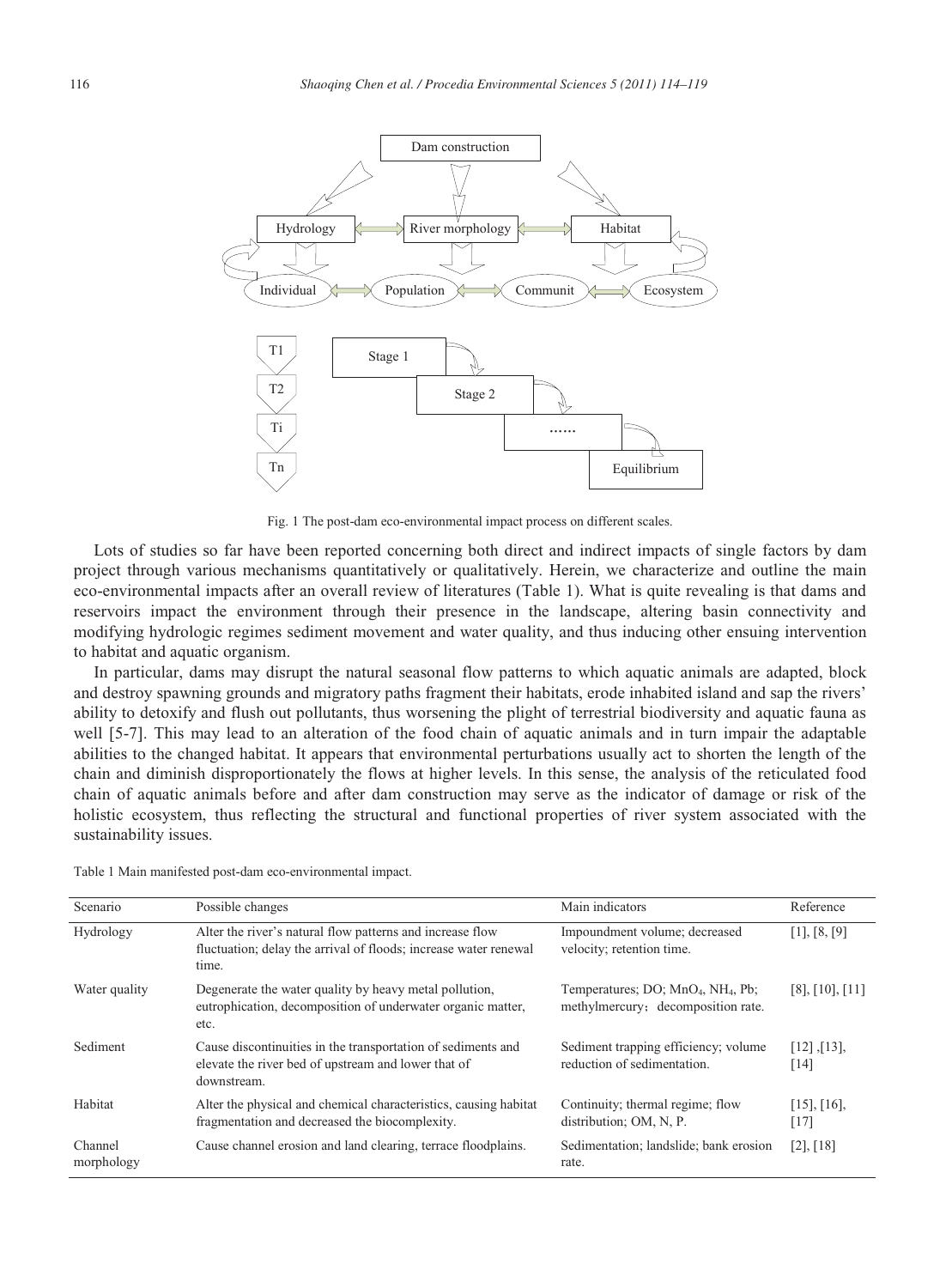Fig. 1 The post-dam eco-environmental impact process on different scales.

Lots of studies so far have been reported concerning both direct and indirect impacts of single factors by dam project through various mechanisms quantitatively or qualitatively. Herein, we characterize and outline the main eco-environmental impacts after an overall review of literatures (Table 1). What is quite revealing is that dams and reservoirs impact the environment through their presence in the landscape, altering basin connectivity and modifying hydrologic regimes sediment movement and water quality, and thus inducing other ensuing intervention to habitat and aquatic organism.

In particular, dams may disrupt the natural seasonal flow patterns to which aquatic animals are adapted, block and destroy spawning grounds and migratory paths fragment their habitats, erode inhabited island and sap the rivers' ability to detoxify and flush out pollutants, thus worsening the plight of terrestrial biodiversity and aquatic fauna as well [5-7]. This may lead to an alteration of the food chain of aquatic animals and in turn impair the adaptable abilities to the changed habitat. It appears that environmental perturbations usually act to shorten the length of the chain and diminish disproportionately the flows at higher levels. In this sense, the analysis of the reticulated food chain of aquatic animals before and after dam construction may serve as the indicator of damage or risk of the holistic ecosystem, thus reflecting the structural and functional properties of river system associated with the sustainability issues.

Table 1 Main manifested post-dam eco-environmental impact.

| Scenario | Possible changes | Main indicators | Reference |
|---|---|---|---|
| Hydrology | Alter the river's natural flow patterns and increase flow fluctuation; delay the arrival of floods; increase water renewal time. | Impoundment volume; decreased velocity; retention time. | [1], [8, [9] |
| Water quality | Degenerate the water quality by heavy metal pollution, eutrophication, decomposition of underwater organic matter, etc. | Temperatures; DO; $MnO_4$, $NH_4$, Pb; methylmercury；decomposition rate. | [8], [10], [11] |
| Sediment | Cause discontinuities in the transportation of sediments and elevate the river bed of upstream and lower that of downstream. | Sediment trapping efficiency; volume reduction of sedimentation. | [12] ,[13], [14] |
| Habitat | Alter the physical and chemical characteristics, causing habitat fragmentation and decreased the biocomplexity. | Continuity; thermal regime; flow distribution; OM, N, P. | [15], [16], [17] |
| Channel morphology | Cause channel erosion and land clearing, terrace floodplains. | Sedimentation; landslide; bank erosion rate. | [2], [18] |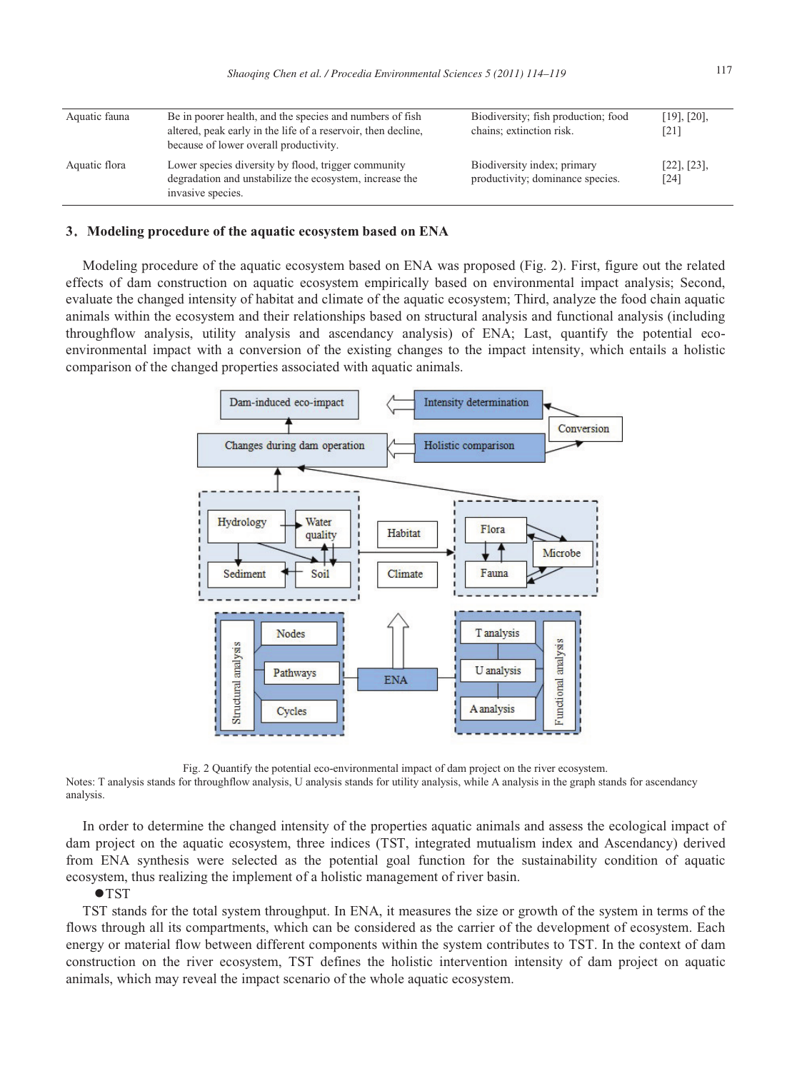| Aquatic fauna | Be in poorer health, and the species and numbers of fish altered, peak early in the life of a reservoir, then decline, because of lower overall productivity. | Biodiversity; fish production; food chains; extinction risk. | [19], [20], [21] |
|---|---|---|---|
| Aquatic flora | Lower species diversity by flood, trigger community degradation and unstabilize the ecosystem, increase the invasive species. | Biodiversity index; primary productivity; dominance species. | [22], [23], [24] |

## 3. Modeling procedure of the aquatic ecosystem based on ENA

Modeling procedure of the aquatic ecosystem based on ENA was proposed (Fig. 2). First, figure out the related effects of dam construction on aquatic ecosystem empirically based on environmental impact analysis; Second, evaluate the changed intensity of habitat and climate of the aquatic ecosystem; Third, analyze the food chain aquatic animals within the ecosystem and their relationships based on structural analysis and functional analysis (including throughflow analysis, utility analysis and ascendancy analysis) of ENA; Last, quantify the potential eco-environmental impact with a conversion of the existing changes to the impact intensity, which entails a holistic comparison of the changed properties associated with aquatic animals.

Fig. 2 Quantify the potential eco-environmental impact of dam project on the river ecosystem.

Notes: T analysis stands for throughflow analysis, U analysis stands for utility analysis, while A analysis in the graph stands for ascendancy analysis.

In order to determine the changed intensity of the properties aquatic animals and assess the ecological impact of dam project on the aquatic ecosystem, three indices (TST, integrated mutualism index and Ascendancy) derived from ENA synthesis were selected as the potential goal function for the sustainability condition of aquatic ecosystem, thus realizing the implement of a holistic management of river basin.

- TST

TST stands for the total system throughput. In ENA, it measures the size or growth of the system in terms of the flows through all its compartments, which can be considered as the carrier of the development of ecosystem. Each energy or material flow between different components within the system contributes to TST. In the context of dam construction on the river ecosystem, TST defines the holistic intervention intensity of dam project on aquatic animals, which may reveal the impact scenario of the whole aquatic ecosystem.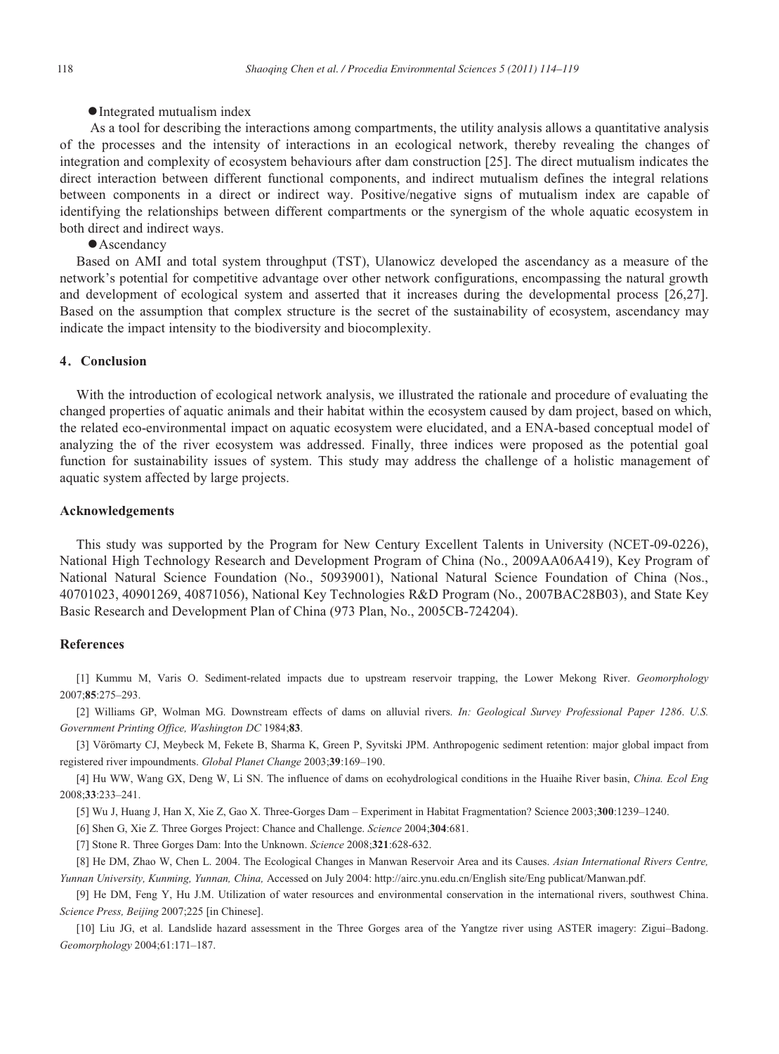● Integrated mutualism index

As a tool for describing the interactions among compartments, the utility analysis allows a quantitative analysis of the processes and the intensity of interactions in an ecological network, thereby revealing the changes of integration and complexity of ecosystem behaviours after dam construction [25]. The direct mutualism indicates the direct interaction between different functional components, and indirect mutualism defines the integral relations between components in a direct or indirect way. Positive/negative signs of mutualism index are capable of identifying the relationships between different compartments or the synergism of the whole aquatic ecosystem in both direct and indirect ways.

● Ascendancy

Based on AMI and total system throughput (TST), Ulanowicz developed the ascendancy as a measure of the network's potential for competitive advantage over other network configurations, encompassing the natural growth and development of ecological system and asserted that it increases during the developmental process [26,27]. Based on the assumption that complex structure is the secret of the sustainability of ecosystem, ascendancy may indicate the impact intensity to the biodiversity and biocomplexity.

## 4. Conclusion

With the introduction of ecological network analysis, we illustrated the rationale and procedure of evaluating the changed properties of aquatic animals and their habitat within the ecosystem caused by dam project, based on which, the related eco-environmental impact on aquatic ecosystem were elucidated, and a ENA-based conceptual model of analyzing the of the river ecosystem was addressed. Finally, three indices were proposed as the potential goal function for sustainability issues of system. This study may address the challenge of a holistic management of aquatic system affected by large projects.

## Acknowledgements

This study was supported by the Program for New Century Excellent Talents in University (NCET-09-0226), National High Technology Research and Development Program of China (No., 2009AA06A419), Key Program of National Natural Science Foundation (No., 50939001), National Natural Science Foundation of China (Nos., 40701023, 40901269, 40871056), National Key Technologies R&D Program (No., 2007BAC28B03), and State Key Basic Research and Development Plan of China (973 Plan, No., 2005CB-724204).

## References

[1] Kummu M, Varis O. Sediment-related impacts due to upstream reservoir trapping, the Lower Mekong River. *Geomorphology* 2007;**85**:275–293.

[2] Williams GP, Wolman MG. Downstream effects of dams on alluvial rivers. *In: Geological Survey Professional Paper 1286. U.S. Government Printing Office, Washington DC* 1984;**83**.

[3] Vörömarty CJ, Meybeck M, Fekete B, Sharma K, Green P, Syvitski JPM. Anthropogenic sediment retention: major global impact from registered river impoundments. *Global Planet Change* 2003;**39**:169–190.

[4] Hu WW, Wang GX, Deng W, Li SN. The influence of dams on ecohydrological conditions in the Huaihe River basin, *China. Ecol Eng* 2008;**33**:233–241.

[5] Wu J, Huang J, Han X, Xie Z, Gao X. Three-Gorges Dam – Experiment in Habitat Fragmentation? Science 2003;**300**:1239–1240.

[6] Shen G, Xie Z. Three Gorges Project: Chance and Challenge. *Science* 2004;**304**:681.

[7] Stone R. Three Gorges Dam: Into the Unknown. *Science* 2008;**321**:628-632.

[8] He DM, Zhao W, Chen L. 2004. The Ecological Changes in Manwan Reservoir Area and its Causes. *Asian International Rivers Centre, Yunnan University, Kunming, Yunnan, China,* Accessed on July 2004: http://airc.ynu.edu.cn/English site/Eng publicat/Manwan.pdf.

[9] He DM, Feng Y, Hu J.M. Utilization of water resources and environmental conservation in the international rivers, southwest China. *Science Press, Beijing* 2007;225 [in Chinese].

[10] Liu JG, et al. Landslide hazard assessment in the Three Gorges area of the Yangtze river using ASTER imagery: Zigui–Badong. *Geomorphology* 2004;61:171–187.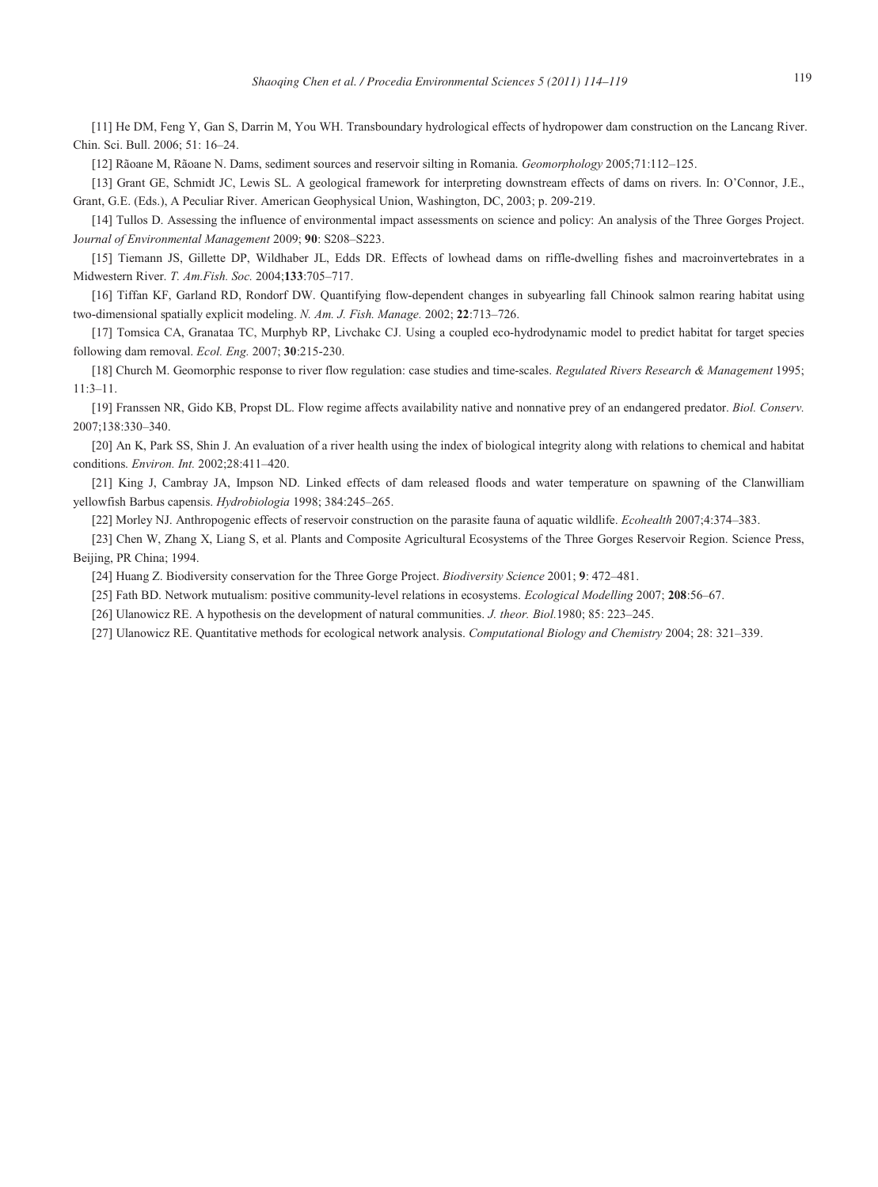[11] He DM, Feng Y, Gan S, Darrin M, You WH. Transboundary hydrological effects of hydropower dam construction on the Lancang River. Chin. Sci. Bull. 2006; 51: 16–24.

[12] Rãoane M, Rãoane N. Dams, sediment sources and reservoir silting in Romania. *Geomorphology* 2005;71:112–125.

[13] Grant GE, Schmidt JC, Lewis SL. A geological framework for interpreting downstream effects of dams on rivers. In: O'Connor, J.E., Grant, G.E. (Eds.), A Peculiar River. American Geophysical Union, Washington, DC, 2003; p. 209-219.

[14] Tullos D. Assessing the influence of environmental impact assessments on science and policy: An analysis of the Three Gorges Project. J*ournal of Environmental Management* 2009; **90**: S208–S223.

[15] Tiemann JS, Gillette DP, Wildhaber JL, Edds DR. Effects of lowhead dams on riffle-dwelling fishes and macroinvertebrates in a Midwestern River. *T. Am.Fish. Soc.* 2004;**133**:705–717.

[16] Tiffan KF, Garland RD, Rondorf DW. Quantifying flow-dependent changes in subyearling fall Chinook salmon rearing habitat using two-dimensional spatially explicit modeling. *N. Am. J. Fish. Manage.* 2002; **22**:713–726.

[17] Tomsica CA, Granataa TC, Murphyb RP, Livchakc CJ. Using a coupled eco-hydrodynamic model to predict habitat for target species following dam removal. *Ecol. Eng.* 2007; **30**:215-230.

[18] Church M. Geomorphic response to river flow regulation: case studies and time-scales. *Regulated Rivers Research & Management* 1995; 11:3–11.

[19] Franssen NR, Gido KB, Propst DL. Flow regime affects availability native and nonnative prey of an endangered predator. *Biol. Conserv.* 2007;138:330–340.

[20] An K, Park SS, Shin J. An evaluation of a river health using the index of biological integrity along with relations to chemical and habitat conditions. *Environ. Int.* 2002;28:411–420.

[21] King J, Cambray JA, Impson ND. Linked effects of dam released floods and water temperature on spawning of the Clanwilliam yellowfish Barbus capensis. *Hydrobiologia* 1998; 384:245–265.

[22] Morley NJ. Anthropogenic effects of reservoir construction on the parasite fauna of aquatic wildlife. *Ecohealth* 2007;4:374–383.

[23] Chen W, Zhang X, Liang S, et al. Plants and Composite Agricultural Ecosystems of the Three Gorges Reservoir Region. Science Press, Beijing, PR China; 1994.

[24] Huang Z. Biodiversity conservation for the Three Gorge Project. *Biodiversity Science* 2001; **9**: 472–481.

[25] Fath BD. Network mutualism: positive community-level relations in ecosystems. *Ecological Modelling* 2007; **208**:56–67.

[26] Ulanowicz RE. A hypothesis on the development of natural communities. *J. theor. Biol.*1980; 85: 223–245.

[27] Ulanowicz RE. Quantitative methods for ecological network analysis. *Computational Biology and Chemistry* 2004; 28: 321–339.